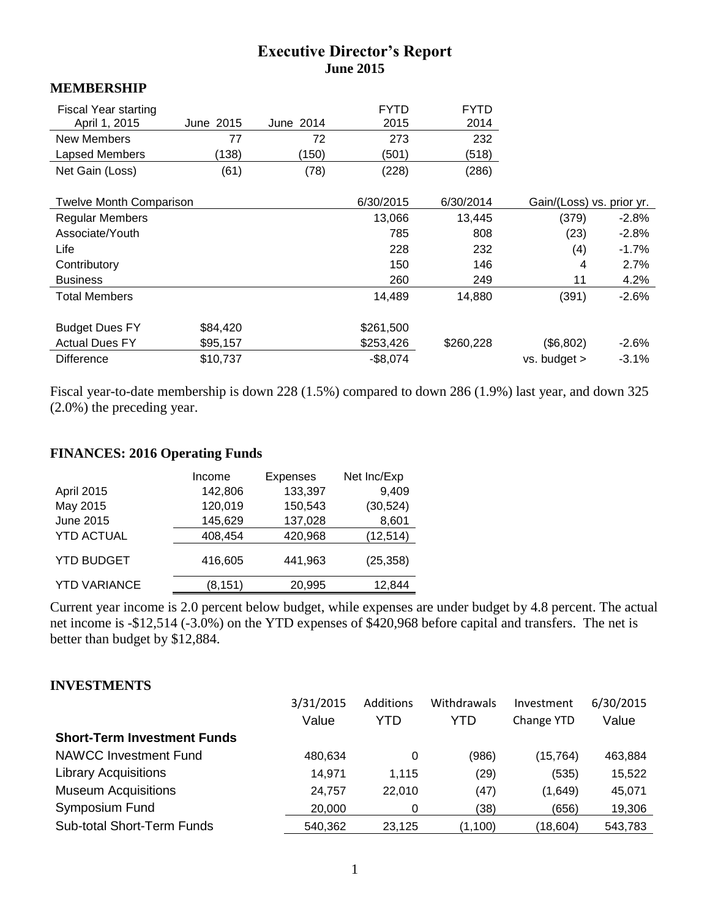# Executive Director's Report
## June 2015

### MEMBERSHIP

| Fiscal Year starting April 1, 2015 | June 2015 | June 2014 | FYTD 2015 | FYTD 2014 |
|---|---|---|---|---|
| New Members | 77 | 72 | 273 | 232 |
| Lapsed Members | (138) | (150) | (501) | (518) |
| Net Gain (Loss) | (61) | (78) | (228) | (286) |

| Twelve Month Comparison | | | 6/30/2015 | 6/30/2014 | Gain/(Loss) vs. prior yr. | |
|---|---|---|---|---|---|---|
| Regular Members | | | 13,066 | 13,445 | (379) | -2.8% |
| Associate/Youth | | | 785 | 808 | (23) | -2.8% |
| Life | | | 228 | 232 | (4) | -1.7% |
| Contributory | | | 150 | 146 | 4 | 2.7% |
| Business | | | 260 | 249 | 11 | 4.2% |
| Total Members | | | 14,489 | 14,880 | (391) | -2.6% |
| | | | | | | |
| Budget Dues FY | $84,420 | | $261,500 | | | |
| Actual Dues FY | $95,157 | | $253,426 | $260,228 | ($6,802) | -2.6% |
| Difference | $10,737 | | -$8,074 | | vs. budget > | -3.1% |

Fiscal year-to-date membership is down 228 (1.5%) compared to down 286 (1.9%) last year, and down 325 (2.0%) the preceding year.

### FINANCES: 2016 Operating Funds

| | Income | Expenses | Net Inc/Exp |
|---|---|---|---|
| April 2015 | 142,806 | 133,397 | 9,409 |
| May 2015 | 120,019 | 150,543 | (30,524) |
| June 2015 | 145,629 | 137,028 | 8,601 |
| YTD ACTUAL | 408,454 | 420,968 | (12,514) |
| YTD BUDGET | 416,605 | 441,963 | (25,358) |
| YTD VARIANCE | (8,151) | 20,995 | 12,844 |

Current year income is 2.0 percent below budget, while expenses are under budget by 4.8 percent. The actual net income is -$12,514 (-3.0%) on the YTD expenses of $420,968 before capital and transfers. The net is better than budget by $12,884.

### INVESTMENTS

| | 3/31/2015 Value | Additions YTD | Withdrawals YTD | Investment Change YTD | 6/30/2015 Value |
|---|---|---|---|---|---|
| **Short-Term Investment Funds** | | | | | |
| NAWCC Investment Fund | 480,634 | 0 | (986) | (15,764) | 463,884 |
| Library Acquisitions | 14,971 | 1,115 | (29) | (535) | 15,522 |
| Museum Acquisitions | 24,757 | 22,010 | (47) | (1,649) | 45,071 |
| Symposium Fund | 20,000 | 0 | (38) | (656) | 19,306 |
| Sub-total Short-Term Funds | 540,362 | 23,125 | (1,100) | (18,604) | 543,783 |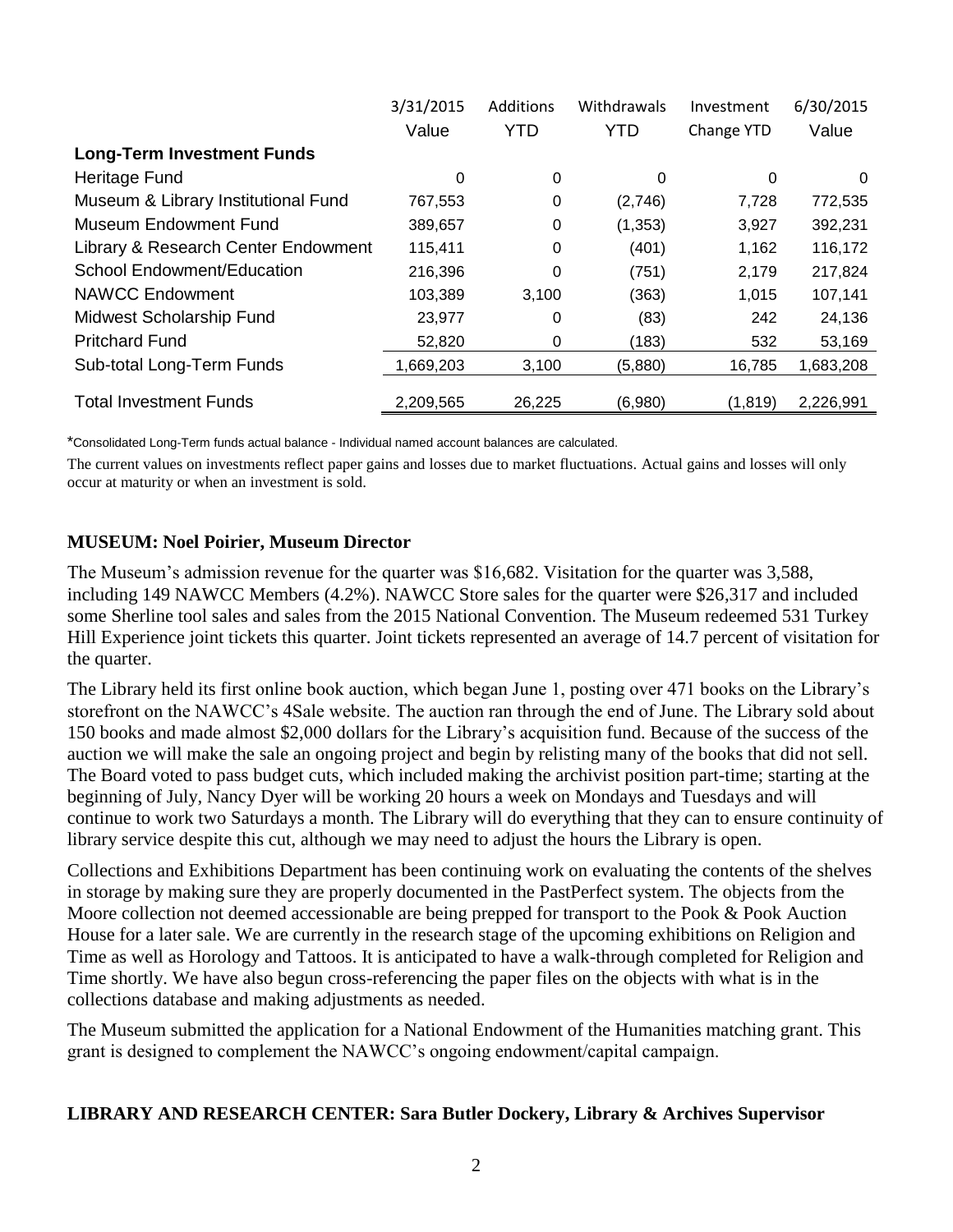| | 3/31/2015 Value | Additions YTD | Withdrawals YTD | Investment Change YTD | 6/30/2015 Value |
|---|---|---|---|---|---|
| **Long-Term Investment Funds** | | | | | |
| Heritage Fund | 0 | 0 | 0 | 0 | 0 |
| Museum & Library Institutional Fund | 767,553 | 0 | (2,746) | 7,728 | 772,535 |
| Museum Endowment Fund | 389,657 | 0 | (1,353) | 3,927 | 392,231 |
| Library & Research Center Endowment | 115,411 | 0 | (401) | 1,162 | 116,172 |
| School Endowment/Education | 216,396 | 0 | (751) | 2,179 | 217,824 |
| NAWCC Endowment | 103,389 | 3,100 | (363) | 1,015 | 107,141 |
| Midwest Scholarship Fund | 23,977 | 0 | (83) | 242 | 24,136 |
| Pritchard Fund | 52,820 | 0 | (183) | 532 | 53,169 |
| Sub-total Long-Term Funds | 1,669,203 | 3,100 | (5,880) | 16,785 | 1,683,208 |
| Total Investment Funds | 2,209,565 | 26,225 | (6,980) | (1,819) | 2,226,991 |

*Consolidated Long-Term funds actual balance - Individual named account balances are calculated.

The current values on investments reflect paper gains and losses due to market fluctuations. Actual gains and losses will only occur at maturity or when an investment is sold.

**MUSEUM: Noel Poirier, Museum Director**

The Museum's admission revenue for the quarter was $16,682. Visitation for the quarter was 3,588, including 149 NAWCC Members (4.2%). NAWCC Store sales for the quarter were $26,317 and included some Sherline tool sales and sales from the 2015 National Convention. The Museum redeemed 531 Turkey Hill Experience joint tickets this quarter. Joint tickets represented an average of 14.7 percent of visitation for the quarter.

The Library held its first online book auction, which began June 1, posting over 471 books on the Library's storefront on the NAWCC's 4Sale website. The auction ran through the end of June. The Library sold about 150 books and made almost $2,000 dollars for the Library's acquisition fund. Because of the success of the auction we will make the sale an ongoing project and begin by relisting many of the books that did not sell. The Board voted to pass budget cuts, which included making the archivist position part-time; starting at the beginning of July, Nancy Dyer will be working 20 hours a week on Mondays and Tuesdays and will continue to work two Saturdays a month. The Library will do everything that they can to ensure continuity of library service despite this cut, although we may need to adjust the hours the Library is open.

Collections and Exhibitions Department has been continuing work on evaluating the contents of the shelves in storage by making sure they are properly documented in the PastPerfect system. The objects from the Moore collection not deemed accessionable are being prepped for transport to the Pook & Pook Auction House for a later sale. We are currently in the research stage of the upcoming exhibitions on Religion and Time as well as Horology and Tattoos. It is anticipated to have a walk-through completed for Religion and Time shortly. We have also begun cross-referencing the paper files on the objects with what is in the collections database and making adjustments as needed.

The Museum submitted the application for a National Endowment of the Humanities matching grant. This grant is designed to complement the NAWCC's ongoing endowment/capital campaign.

**LIBRARY AND RESEARCH CENTER: Sara Butler Dockery, Library & Archives Supervisor**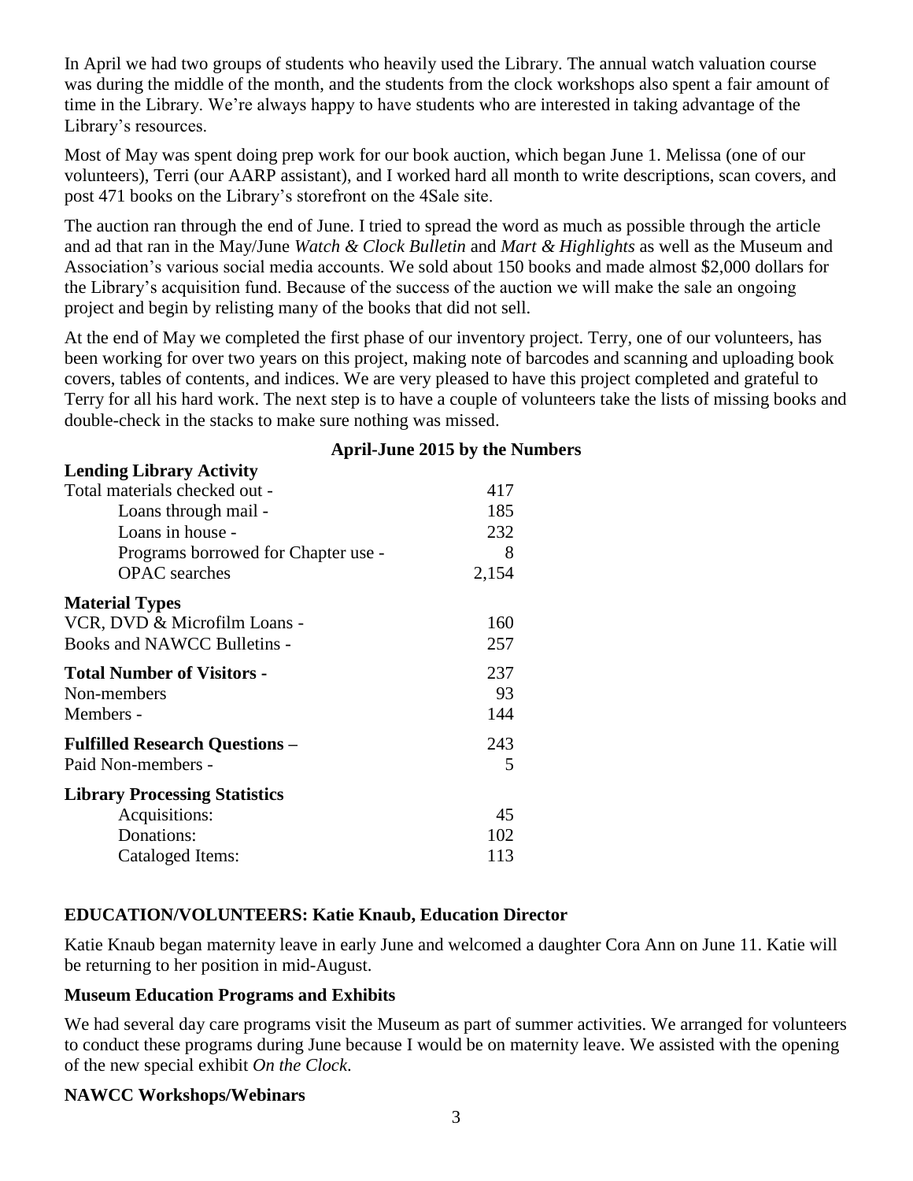In April we had two groups of students who heavily used the Library. The annual watch valuation course was during the middle of the month, and the students from the clock workshops also spent a fair amount of time in the Library. We're always happy to have students who are interested in taking advantage of the Library's resources.

Most of May was spent doing prep work for our book auction, which began June 1. Melissa (one of our volunteers), Terri (our AARP assistant), and I worked hard all month to write descriptions, scan covers, and post 471 books on the Library's storefront on the 4Sale site.

The auction ran through the end of June. I tried to spread the word as much as possible through the article and ad that ran in the May/June *Watch & Clock Bulletin* and *Mart & Highlights* as well as the Museum and Association's various social media accounts. We sold about 150 books and made almost $2,000 dollars for the Library's acquisition fund. Because of the success of the auction we will make the sale an ongoing project and begin by relisting many of the books that did not sell.

At the end of May we completed the first phase of our inventory project. Terry, one of our volunteers, has been working for over two years on this project, making note of barcodes and scanning and uploading book covers, tables of contents, and indices. We are very pleased to have this project completed and grateful to Terry for all his hard work. The next step is to have a couple of volunteers take the lists of missing books and double-check in the stacks to make sure nothing was missed.

**April-June 2015 by the Numbers**

| | |
|---|---|
| **Lending Library Activity** | |
| Total materials checked out - | 417 |
| Loans through mail - | 185 |
| Loans in house - | 232 |
| Programs borrowed for Chapter use - | 8 |
| OPAC searches | 2,154 |
| **Material Types** | |
| VCR, DVD & Microfilm Loans - | 160 |
| Books and NAWCC Bulletins - | 257 |
| **Total Number of Visitors -** | 237 |
| Non-members | 93 |
| Members - | 144 |
| **Fulfilled Research Questions –** | 243 |
| Paid Non-members - | 5 |
| **Library Processing Statistics** | |
| Acquisitions: | 45 |
| Donations: | 102 |
| Cataloged Items: | 113 |

## EDUCATION/VOLUNTEERS: Katie Knaub, Education Director

Katie Knaub began maternity leave in early June and welcomed a daughter Cora Ann on June 11. Katie will be returning to her position in mid-August.

### Museum Education Programs and Exhibits

We had several day care programs visit the Museum as part of summer activities. We arranged for volunteers to conduct these programs during June because I would be on maternity leave. We assisted with the opening of the new special exhibit *On the Clock*.

### NAWCC Workshops/Webinars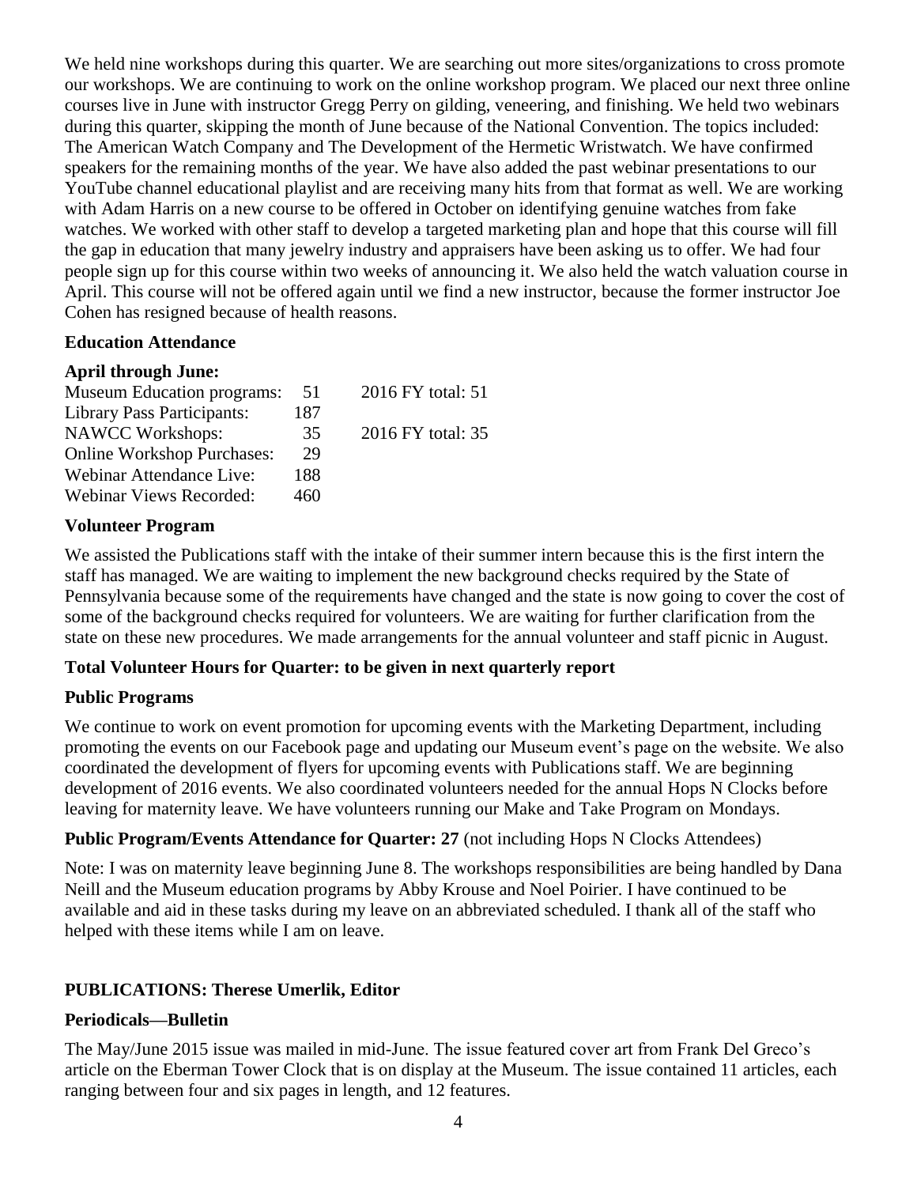We held nine workshops during this quarter. We are searching out more sites/organizations to cross promote our workshops. We are continuing to work on the online workshop program. We placed our next three online courses live in June with instructor Gregg Perry on gilding, veneering, and finishing. We held two webinars during this quarter, skipping the month of June because of the National Convention. The topics included: The American Watch Company and The Development of the Hermetic Wristwatch. We have confirmed speakers for the remaining months of the year. We have also added the past webinar presentations to our YouTube channel educational playlist and are receiving many hits from that format as well. We are working with Adam Harris on a new course to be offered in October on identifying genuine watches from fake watches. We worked with other staff to develop a targeted marketing plan and hope that this course will fill the gap in education that many jewelry industry and appraisers have been asking us to offer. We had four people sign up for this course within two weeks of announcing it. We also held the watch valuation course in April. This course will not be offered again until we find a new instructor, because the former instructor Joe Cohen has resigned because of health reasons.

**Education Attendance**

**April through June:**

| | | |
|---|---|---|
| Museum Education programs: | 51 | 2016 FY total: 51 |
| Library Pass Participants: | 187 | |
| NAWCC Workshops: | 35 | 2016 FY total: 35 |
| Online Workshop Purchases: | 29 | |
| Webinar Attendance Live: | 188 | |
| Webinar Views Recorded: | 460 | |

**Volunteer Program**

We assisted the Publications staff with the intake of their summer intern because this is the first intern the staff has managed. We are waiting to implement the new background checks required by the State of Pennsylvania because some of the requirements have changed and the state is now going to cover the cost of some of the background checks required for volunteers. We are waiting for further clarification from the state on these new procedures. We made arrangements for the annual volunteer and staff picnic in August.

**Total Volunteer Hours for Quarter: to be given in next quarterly report**

**Public Programs**

We continue to work on event promotion for upcoming events with the Marketing Department, including promoting the events on our Facebook page and updating our Museum event's page on the website. We also coordinated the development of flyers for upcoming events with Publications staff. We are beginning development of 2016 events. We also coordinated volunteers needed for the annual Hops N Clocks before leaving for maternity leave. We have volunteers running our Make and Take Program on Mondays.

**Public Program/Events Attendance for Quarter: 27** (not including Hops N Clocks Attendees)

Note: I was on maternity leave beginning June 8. The workshops responsibilities are being handled by Dana Neill and the Museum education programs by Abby Krouse and Noel Poirier. I have continued to be available and aid in these tasks during my leave on an abbreviated scheduled. I thank all of the staff who helped with these items while I am on leave.

**PUBLICATIONS: Therese Umerlik, Editor**

**Periodicals—Bulletin**

The May/June 2015 issue was mailed in mid-June. The issue featured cover art from Frank Del Greco's article on the Eberman Tower Clock that is on display at the Museum. The issue contained 11 articles, each ranging between four and six pages in length, and 12 features.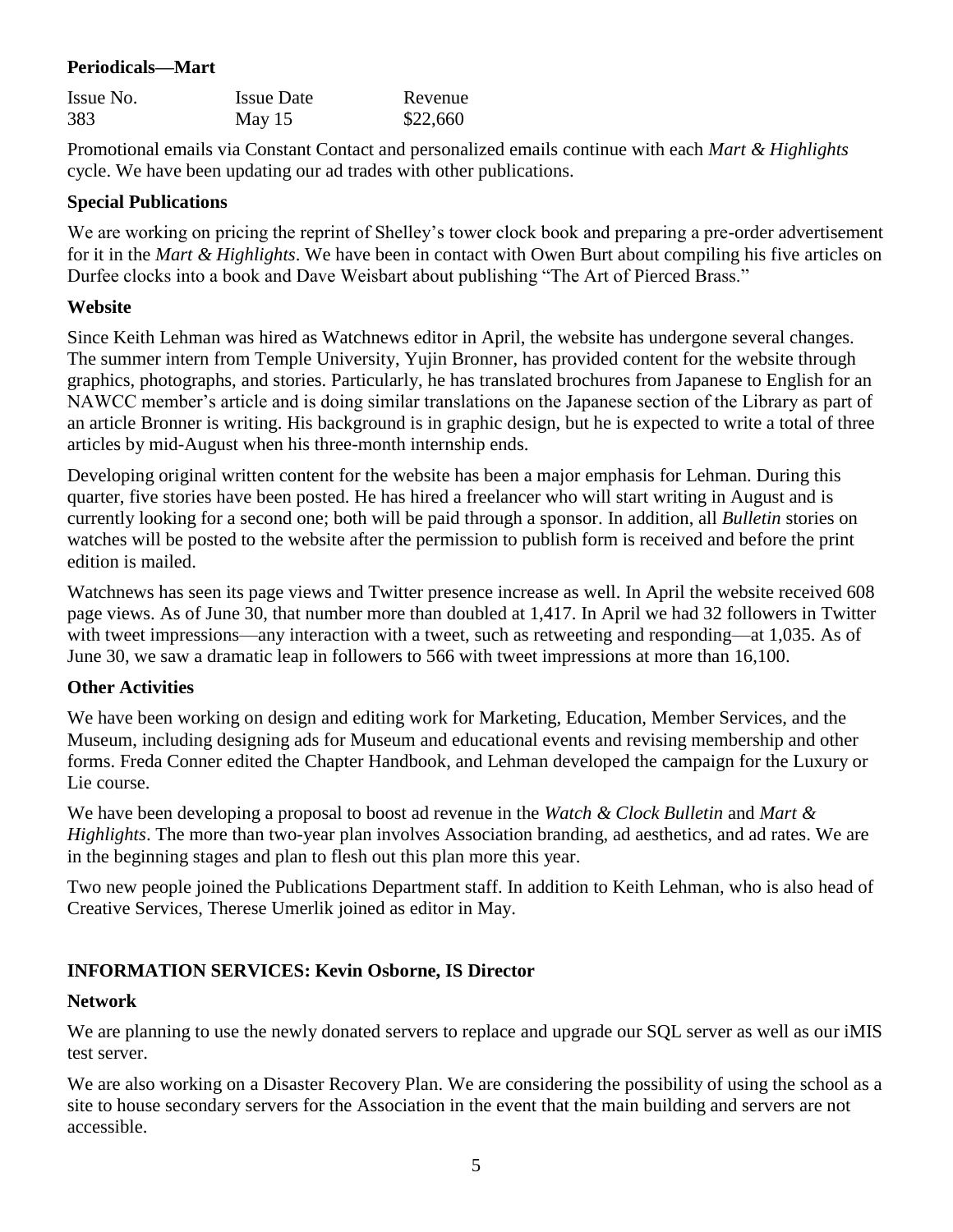**Periodicals—Mart**

| Issue No. | Issue Date | Revenue |
|---|---|---|
| 383 | May 15 | $22,660 |

Promotional emails via Constant Contact and personalized emails continue with each *Mart & Highlights* cycle. We have been updating our ad trades with other publications.

**Special Publications**

We are working on pricing the reprint of Shelley's tower clock book and preparing a pre-order advertisement for it in the *Mart & Highlights*. We have been in contact with Owen Burt about compiling his five articles on Durfee clocks into a book and Dave Weisbart about publishing "The Art of Pierced Brass."

**Website**

Since Keith Lehman was hired as Watchnews editor in April, the website has undergone several changes. The summer intern from Temple University, Yujin Bronner, has provided content for the website through graphics, photographs, and stories. Particularly, he has translated brochures from Japanese to English for an NAWCC member's article and is doing similar translations on the Japanese section of the Library as part of an article Bronner is writing. His background is in graphic design, but he is expected to write a total of three articles by mid-August when his three-month internship ends.

Developing original written content for the website has been a major emphasis for Lehman. During this quarter, five stories have been posted. He has hired a freelancer who will start writing in August and is currently looking for a second one; both will be paid through a sponsor. In addition, all *Bulletin* stories on watches will be posted to the website after the permission to publish form is received and before the print edition is mailed.

Watchnews has seen its page views and Twitter presence increase as well. In April the website received 608 page views. As of June 30, that number more than doubled at 1,417. In April we had 32 followers in Twitter with tweet impressions—any interaction with a tweet, such as retweeting and responding—at 1,035. As of June 30, we saw a dramatic leap in followers to 566 with tweet impressions at more than 16,100.

**Other Activities**

We have been working on design and editing work for Marketing, Education, Member Services, and the Museum, including designing ads for Museum and educational events and revising membership and other forms. Freda Conner edited the Chapter Handbook, and Lehman developed the campaign for the Luxury or Lie course.

We have been developing a proposal to boost ad revenue in the *Watch & Clock Bulletin* and *Mart & Highlights*. The more than two-year plan involves Association branding, ad aesthetics, and ad rates. We are in the beginning stages and plan to flesh out this plan more this year.

Two new people joined the Publications Department staff. In addition to Keith Lehman, who is also head of Creative Services, Therese Umerlik joined as editor in May.

## INFORMATION SERVICES: Kevin Osborne, IS Director

**Network**

We are planning to use the newly donated servers to replace and upgrade our SQL server as well as our iMIS test server.

We are also working on a Disaster Recovery Plan. We are considering the possibility of using the school as a site to house secondary servers for the Association in the event that the main building and servers are not accessible.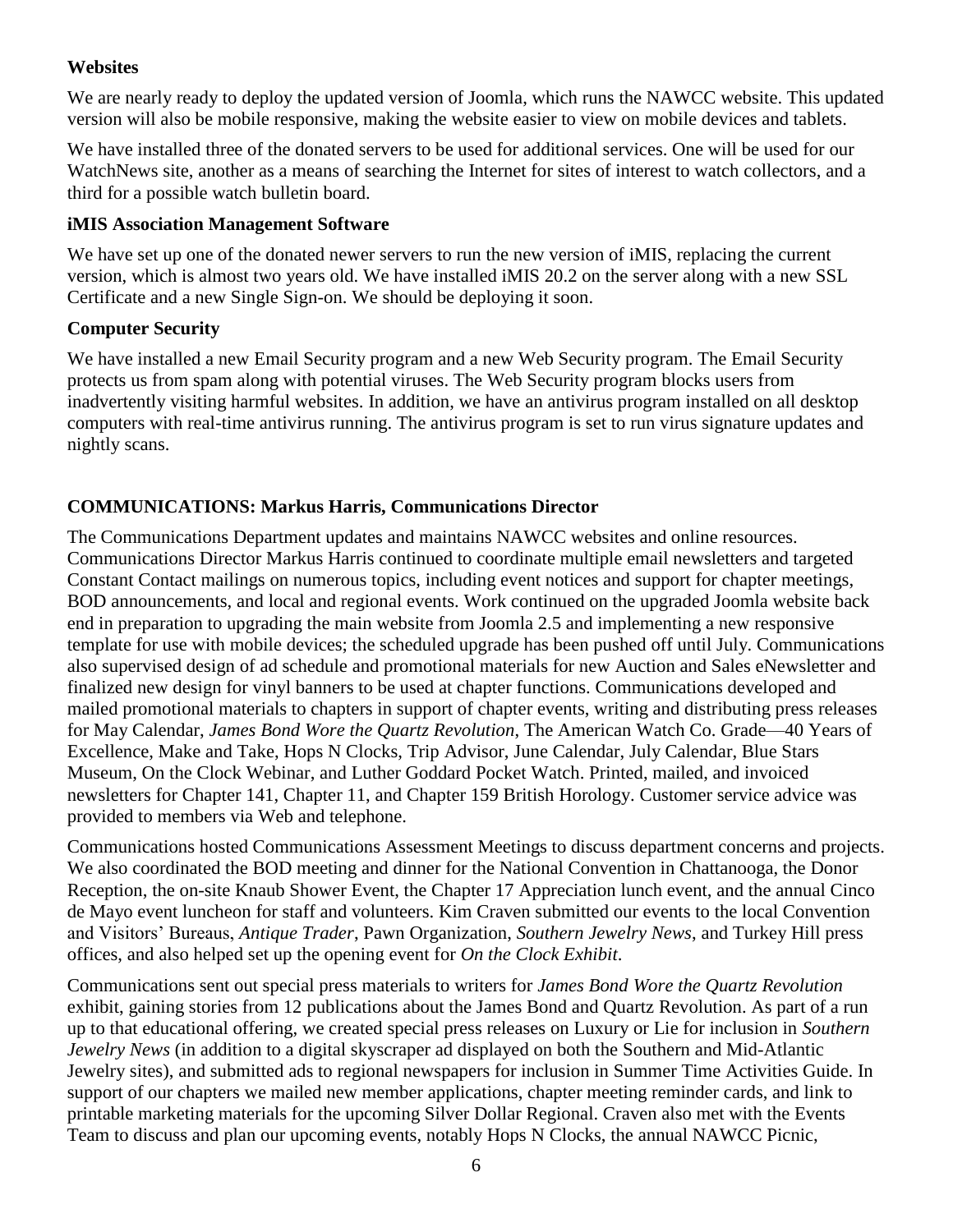**Websites**

We are nearly ready to deploy the updated version of Joomla, which runs the NAWCC website. This updated version will also be mobile responsive, making the website easier to view on mobile devices and tablets.

We have installed three of the donated servers to be used for additional services. One will be used for our WatchNews site, another as a means of searching the Internet for sites of interest to watch collectors, and a third for a possible watch bulletin board.

**iMIS Association Management Software**

We have set up one of the donated newer servers to run the new version of iMIS, replacing the current version, which is almost two years old. We have installed iMIS 20.2 on the server along with a new SSL Certificate and a new Single Sign-on. We should be deploying it soon.

**Computer Security**

We have installed a new Email Security program and a new Web Security program. The Email Security protects us from spam along with potential viruses. The Web Security program blocks users from inadvertently visiting harmful websites. In addition, we have an antivirus program installed on all desktop computers with real-time antivirus running. The antivirus program is set to run virus signature updates and nightly scans.

**COMMUNICATIONS: Markus Harris, Communications Director**

The Communications Department updates and maintains NAWCC websites and online resources. Communications Director Markus Harris continued to coordinate multiple email newsletters and targeted Constant Contact mailings on numerous topics, including event notices and support for chapter meetings, BOD announcements, and local and regional events. Work continued on the upgraded Joomla website back end in preparation to upgrading the main website from Joomla 2.5 and implementing a new responsive template for use with mobile devices; the scheduled upgrade has been pushed off until July. Communications also supervised design of ad schedule and promotional materials for new Auction and Sales eNewsletter and finalized new design for vinyl banners to be used at chapter functions. Communications developed and mailed promotional materials to chapters in support of chapter events, writing and distributing press releases for May Calendar, *James Bond Wore the Quartz Revolution*, The American Watch Co. Grade—40 Years of Excellence, Make and Take, Hops N Clocks, Trip Advisor, June Calendar, July Calendar, Blue Stars Museum, On the Clock Webinar, and Luther Goddard Pocket Watch. Printed, mailed, and invoiced newsletters for Chapter 141, Chapter 11, and Chapter 159 British Horology. Customer service advice was provided to members via Web and telephone.

Communications hosted Communications Assessment Meetings to discuss department concerns and projects. We also coordinated the BOD meeting and dinner for the National Convention in Chattanooga, the Donor Reception, the on-site Knaub Shower Event, the Chapter 17 Appreciation lunch event, and the annual Cinco de Mayo event luncheon for staff and volunteers. Kim Craven submitted our events to the local Convention and Visitors' Bureaus, *Antique Trader*, Pawn Organization, *Southern Jewelry News*, and Turkey Hill press offices, and also helped set up the opening event for *On the Clock Exhibit*.

Communications sent out special press materials to writers for *James Bond Wore the Quartz Revolution* exhibit, gaining stories from 12 publications about the James Bond and Quartz Revolution. As part of a run up to that educational offering, we created special press releases on Luxury or Lie for inclusion in *Southern Jewelry News* (in addition to a digital skyscraper ad displayed on both the Southern and Mid-Atlantic Jewelry sites), and submitted ads to regional newspapers for inclusion in Summer Time Activities Guide. In support of our chapters we mailed new member applications, chapter meeting reminder cards, and link to printable marketing materials for the upcoming Silver Dollar Regional. Craven also met with the Events Team to discuss and plan our upcoming events, notably Hops N Clocks, the annual NAWCC Picnic,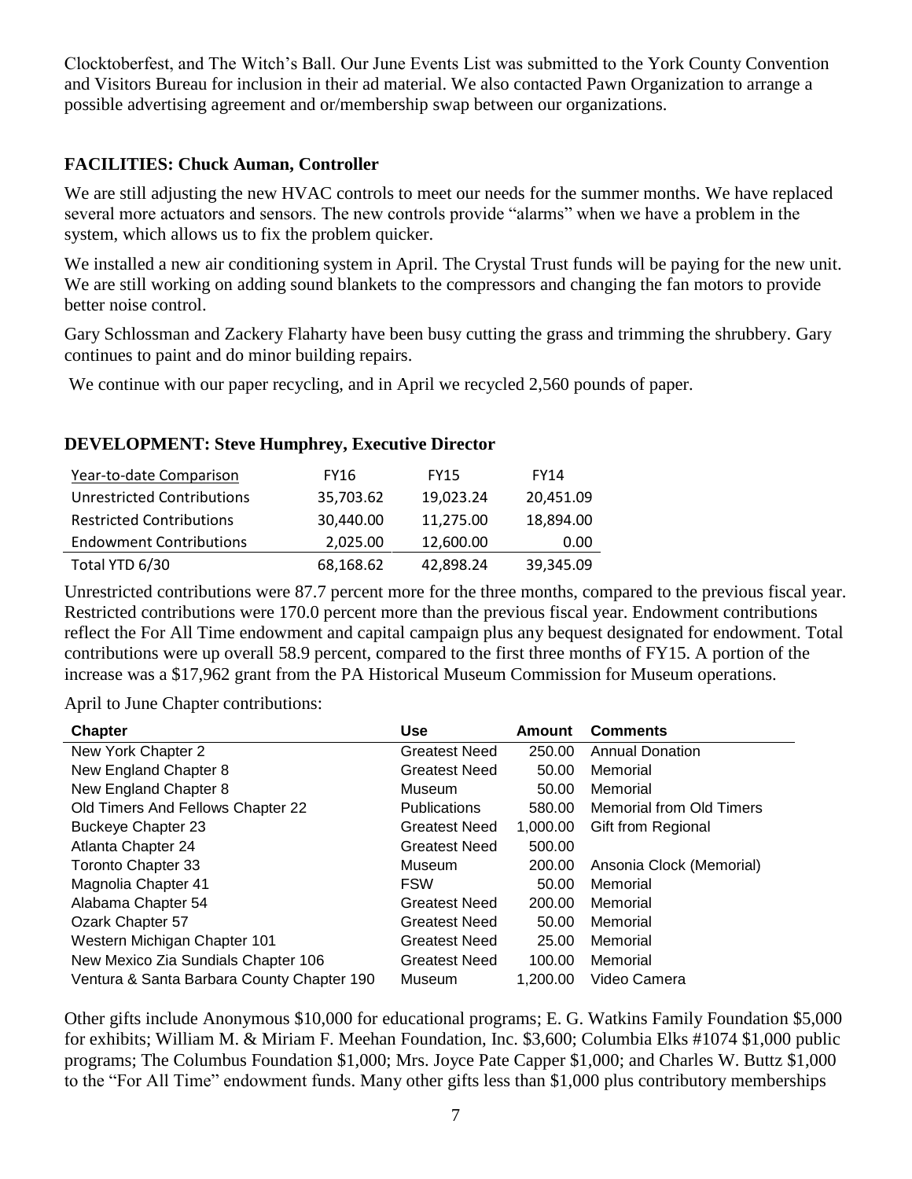Clocktoberfest, and The Witch's Ball. Our June Events List was submitted to the York County Convention and Visitors Bureau for inclusion in their ad material. We also contacted Pawn Organization to arrange a possible advertising agreement and or/membership swap between our organizations.

**FACILITIES: Chuck Auman, Controller**

We are still adjusting the new HVAC controls to meet our needs for the summer months. We have replaced several more actuators and sensors. The new controls provide "alarms" when we have a problem in the system, which allows us to fix the problem quicker.

We installed a new air conditioning system in April. The Crystal Trust funds will be paying for the new unit. We are still working on adding sound blankets to the compressors and changing the fan motors to provide better noise control.

Gary Schlossman and Zackery Flaharty have been busy cutting the grass and trimming the shrubbery. Gary continues to paint and do minor building repairs.

We continue with our paper recycling, and in April we recycled 2,560 pounds of paper.

**DEVELOPMENT: Steve Humphrey, Executive Director**

| Year-to-date Comparison | FY16 | FY15 | FY14 |
|---|---|---|---|
| Unrestricted Contributions | 35,703.62 | 19,023.24 | 20,451.09 |
| Restricted Contributions | 30,440.00 | 11,275.00 | 18,894.00 |
| Endowment Contributions | 2,025.00 | 12,600.00 | 0.00 |
| Total YTD 6/30 | 68,168.62 | 42,898.24 | 39,345.09 |

Unrestricted contributions were 87.7 percent more for the three months, compared to the previous fiscal year. Restricted contributions were 170.0 percent more than the previous fiscal year. Endowment contributions reflect the For All Time endowment and capital campaign plus any bequest designated for endowment. Total contributions were up overall 58.9 percent, compared to the first three months of FY15. A portion of the increase was a $17,962 grant from the PA Historical Museum Commission for Museum operations.

April to June Chapter contributions:

| Chapter | Use | Amount | Comments |
|---|---|---|---|
| New York Chapter 2 | Greatest Need | 250.00 | Annual Donation |
| New England Chapter 8 | Greatest Need | 50.00 | Memorial |
| New England Chapter 8 | Museum | 50.00 | Memorial |
| Old Timers And Fellows Chapter 22 | Publications | 580.00 | Memorial from Old Timers |
| Buckeye Chapter 23 | Greatest Need | 1,000.00 | Gift from Regional |
| Atlanta Chapter 24 | Greatest Need | 500.00 | |
| Toronto Chapter 33 | Museum | 200.00 | Ansonia Clock (Memorial) |
| Magnolia Chapter 41 | FSW | 50.00 | Memorial |
| Alabama Chapter 54 | Greatest Need | 200.00 | Memorial |
| Ozark Chapter 57 | Greatest Need | 50.00 | Memorial |
| Western Michigan Chapter 101 | Greatest Need | 25.00 | Memorial |
| New Mexico Zia Sundials Chapter 106 | Greatest Need | 100.00 | Memorial |
| Ventura & Santa Barbara County Chapter 190 | Museum | 1,200.00 | Video Camera |

Other gifts include Anonymous $10,000 for educational programs; E. G. Watkins Family Foundation $5,000 for exhibits; William M. & Miriam F. Meehan Foundation, Inc. $3,600; Columbia Elks #1074 $1,000 public programs; The Columbus Foundation $1,000; Mrs. Joyce Pate Capper $1,000; and Charles W. Buttz $1,000 to the "For All Time" endowment funds. Many other gifts less than $1,000 plus contributory memberships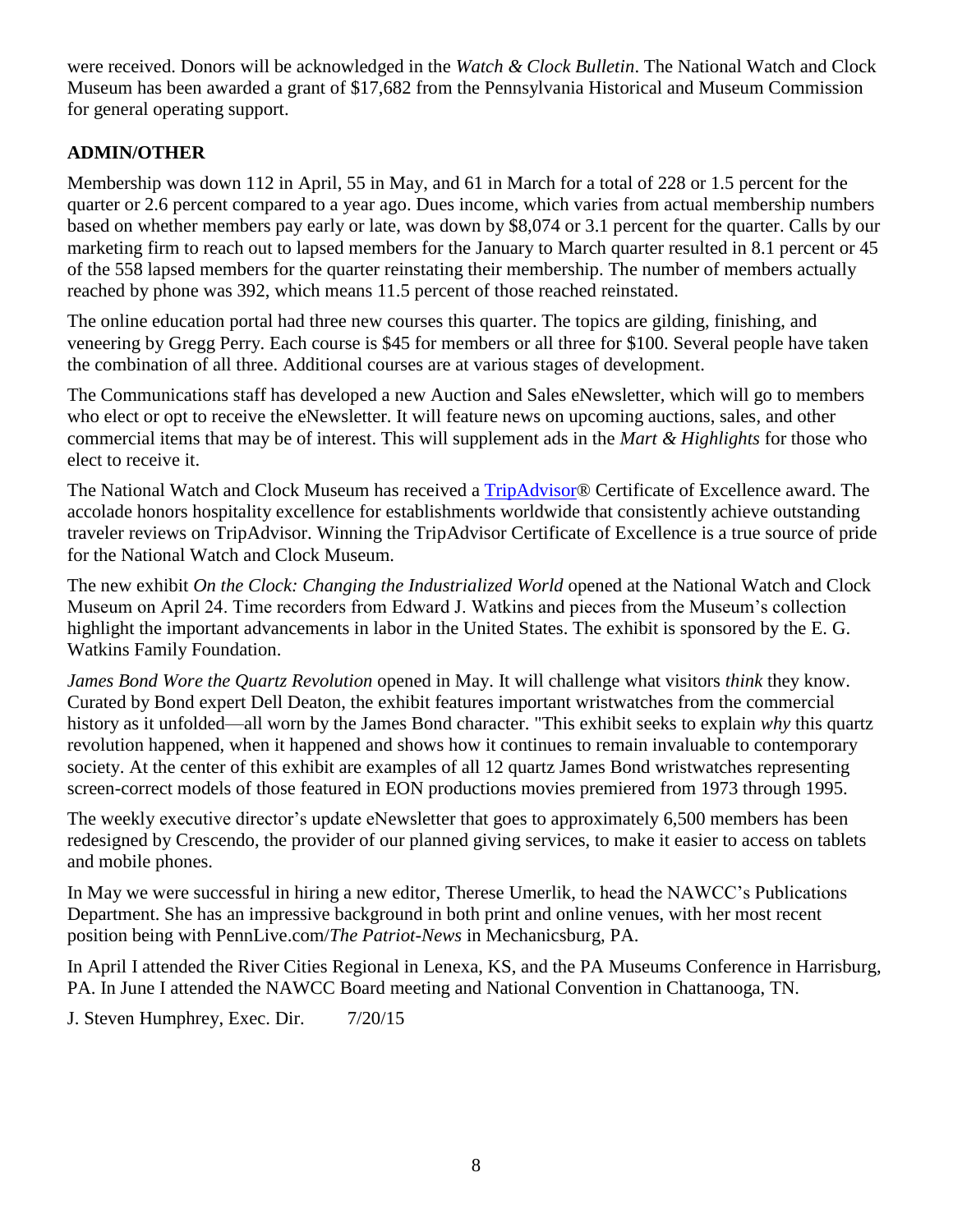were received. Donors will be acknowledged in the *Watch & Clock Bulletin*. The National Watch and Clock Museum has been awarded a grant of $17,682 from the Pennsylvania Historical and Museum Commission for general operating support.

## ADMIN/OTHER

Membership was down 112 in April, 55 in May, and 61 in March for a total of 228 or 1.5 percent for the quarter or 2.6 percent compared to a year ago. Dues income, which varies from actual membership numbers based on whether members pay early or late, was down by $8,074 or 3.1 percent for the quarter. Calls by our marketing firm to reach out to lapsed members for the January to March quarter resulted in 8.1 percent or 45 of the 558 lapsed members for the quarter reinstating their membership. The number of members actually reached by phone was 392, which means 11.5 percent of those reached reinstated.

The online education portal had three new courses this quarter. The topics are gilding, finishing, and veneering by Gregg Perry. Each course is $45 for members or all three for $100. Several people have taken the combination of all three. Additional courses are at various stages of development.

The Communications staff has developed a new Auction and Sales eNewsletter, which will go to members who elect or opt to receive the eNewsletter. It will feature news on upcoming auctions, sales, and other commercial items that may be of interest. This will supplement ads in the *Mart & Highlights* for those who elect to receive it.

The National Watch and Clock Museum has received a TripAdvisor® Certificate of Excellence award. The accolade honors hospitality excellence for establishments worldwide that consistently achieve outstanding traveler reviews on TripAdvisor. Winning the TripAdvisor Certificate of Excellence is a true source of pride for the National Watch and Clock Museum.

The new exhibit *On the Clock: Changing the Industrialized World* opened at the National Watch and Clock Museum on April 24. Time recorders from Edward J. Watkins and pieces from the Museum's collection highlight the important advancements in labor in the United States. The exhibit is sponsored by the E. G. Watkins Family Foundation.

*James Bond Wore the Quartz Revolution* opened in May. It will challenge what visitors *think* they know. Curated by Bond expert Dell Deaton, the exhibit features important wristwatches from the commercial history as it unfolded—all worn by the James Bond character. "This exhibit seeks to explain *why* this quartz revolution happened, when it happened and shows how it continues to remain invaluable to contemporary society. At the center of this exhibit are examples of all 12 quartz James Bond wristwatches representing screen-correct models of those featured in EON productions movies premiered from 1973 through 1995.

The weekly executive director's update eNewsletter that goes to approximately 6,500 members has been redesigned by Crescendo, the provider of our planned giving services, to make it easier to access on tablets and mobile phones.

In May we were successful in hiring a new editor, Therese Umerlik, to head the NAWCC's Publications Department. She has an impressive background in both print and online venues, with her most recent position being with PennLive.com/*The Patriot-News* in Mechanicsburg, PA.

In April I attended the River Cities Regional in Lenexa, KS, and the PA Museums Conference in Harrisburg, PA. In June I attended the NAWCC Board meeting and National Convention in Chattanooga, TN.

J. Steven Humphrey, Exec. Dir. 7/20/15